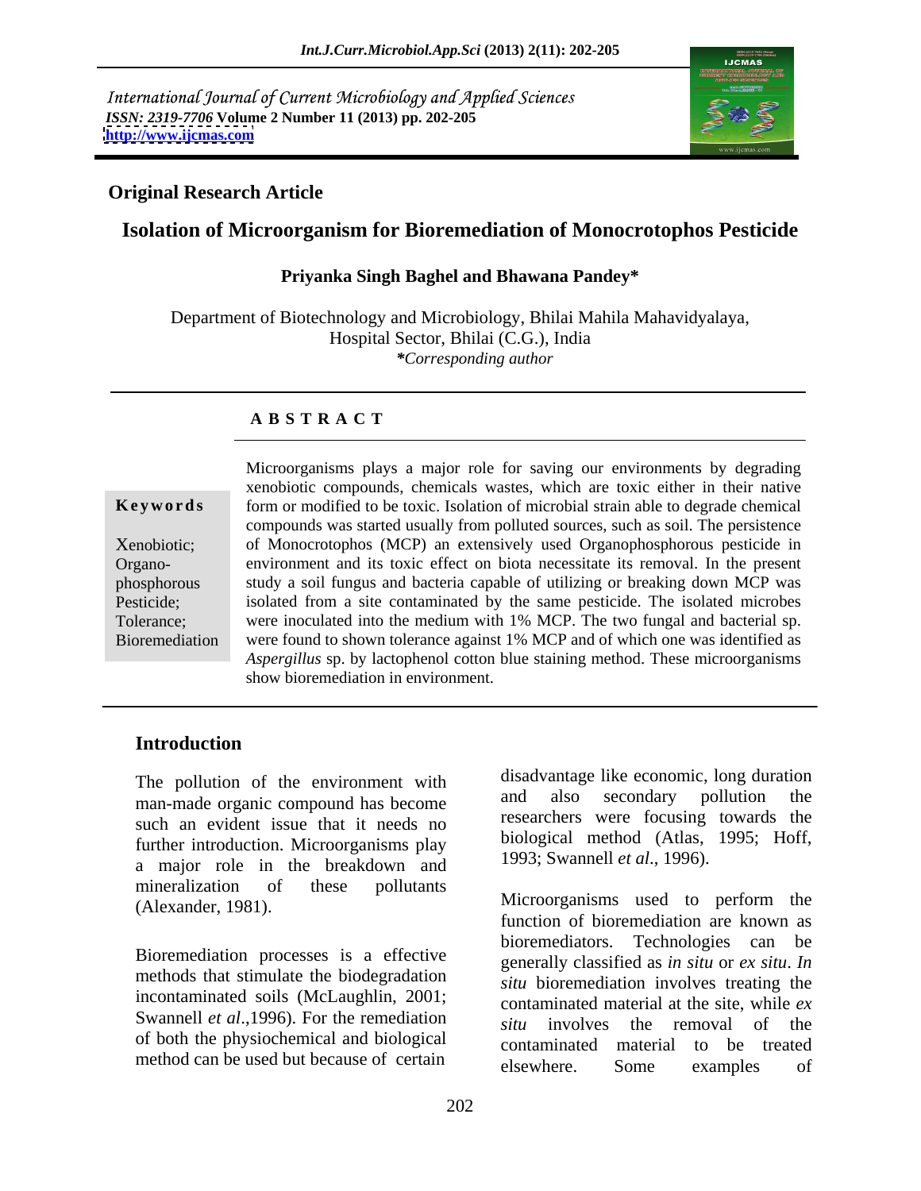International Journal of Current Microbiology and Applied Sciences
*ISSN: 2319-7706* **Volume 2 Number 11 (2013) pp. 202-205**
**http://www.ijcmas.com**

**Original Research Article**

# Isolation of Microorganism for Bioremediation of Monocrotophos Pesticide

**Priyanka Singh Baghel and Bhawana Pandey***

Department of Biotechnology and Microbiology, Bhilai Mahila Mahavidyalaya, Hospital Sector, Bhilai (C.G.), India
**Corresponding author*

## A B S T R A C T

**Keywords**

Xenobiotic; Organo-phosphorous Pesticide; Tolerance; Bioremediation

Microorganisms plays a major role for saving our environments by degrading xenobiotic compounds, chemicals wastes, which are toxic either in their native form or modified to be toxic. Isolation of microbial strain able to degrade chemical compounds was started usually from polluted sources, such as soil. The persistence of Monocrotophos (MCP) an extensively used Organophosphorous pesticide in environment and its toxic effect on biota necessitate its removal. In the present study a soil fungus and bacteria capable of utilizing or breaking down MCP was isolated from a site contaminated by the same pesticide. The isolated microbes were inoculated into the medium with 1% MCP. The two fungal and bacterial sp. were found to shown tolerance against 1% MCP and of which one was identified as *Aspergillus* sp. by lactophenol cotton blue staining method. These microorganisms show bioremediation in environment.

## Introduction

The pollution of the environment with man-made organic compound has become such an evident issue that it needs no further introduction. Microorganisms play a major role in the breakdown and mineralization of these pollutants (Alexander, 1981).

Bioremediation processes is a effective methods that stimulate the biodegradation incontaminated soils (McLaughlin, 2001; Swannell *et al*.,1996). For the remediation of both the physiochemical and biological method can be used but because of certain disadvantage like economic, long duration and also secondary pollution the researchers were focusing towards the biological method (Atlas, 1995; Hoff, 1993; Swannell *et al*., 1996).

Microorganisms used to perform the function of bioremediation are known as bioremediators. Technologies can be generally classified as *in situ* or *ex situ*. *In situ* bioremediation involves treating the contaminated material at the site, while *ex situ* involves the removal of the contaminated material to be treated elsewhere. Some examples of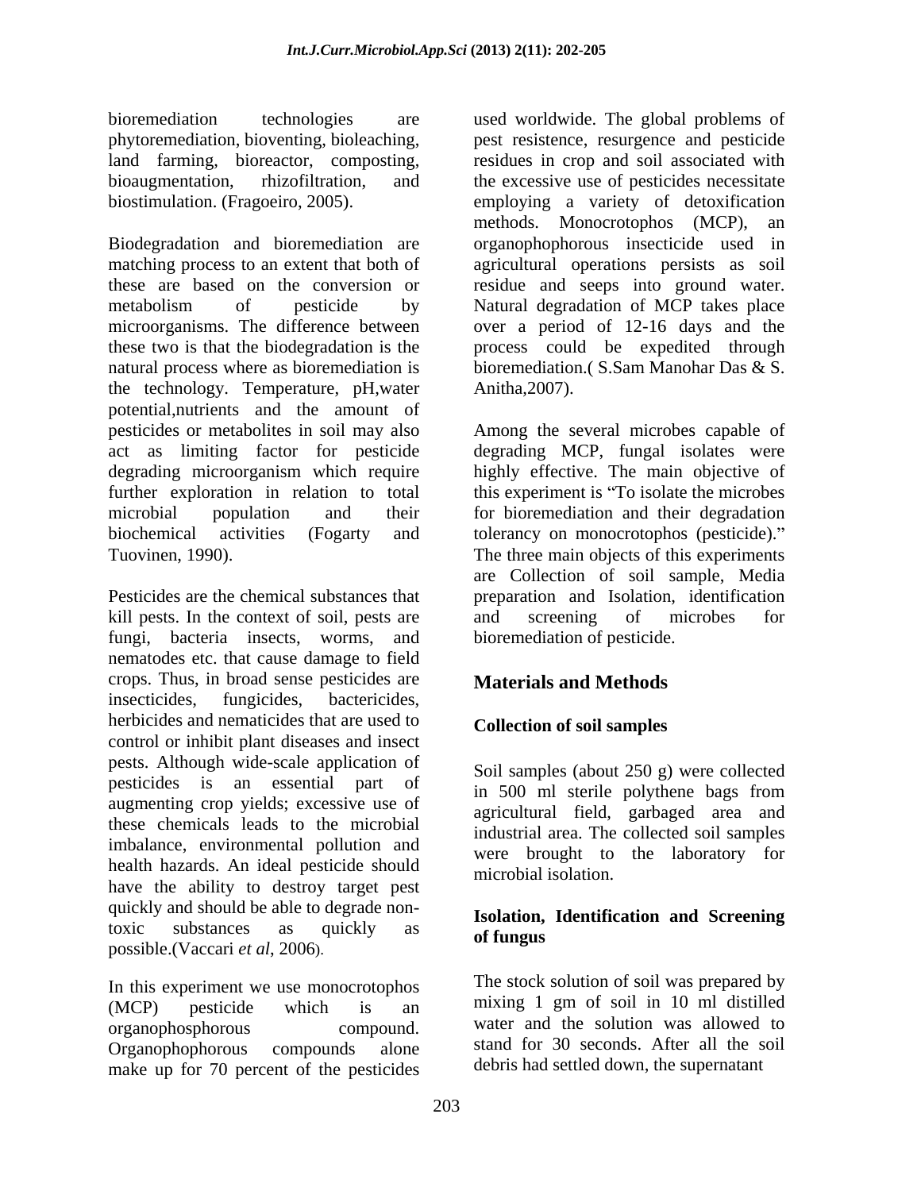bioremediation technologies are phytoremediation, bioventing, bioleaching, land farming, bioreactor, composting, bioaugmentation, rhizofiltration, and biostimulation. (Fragoeiro, 2005).

Biodegradation and bioremediation are matching process to an extent that both of these are based on the conversion or metabolism of pesticide by microorganisms. The difference between these two is that the biodegradation is the natural process where as bioremediation is the technology. Temperature, pH,water potential,nutrients and the amount of pesticides or metabolites in soil may also act as limiting factor for pesticide degrading microorganism which require further exploration in relation to total microbial population and their biochemical activities (Fogarty and Tuovinen, 1990).

Pesticides are the chemical substances that kill pests. In the context of soil, pests are fungi, bacteria insects, worms, and nematodes etc. that cause damage to field crops. Thus, in broad sense pesticides are insecticides, fungicides, bactericides, herbicides and nematicides that are used to control or inhibit plant diseases and insect pests. Although wide-scale application of pesticides is an essential part of augmenting crop yields; excessive use of these chemicals leads to the microbial imbalance, environmental pollution and health hazards. An ideal pesticide should have the ability to destroy target pest quickly and should be able to degrade non-toxic substances as quickly as possible.(Vaccari *et al*, 2006).

In this experiment we use monocrotophos (MCP) pesticide which is an organophosphorous compound. Organophophorous compounds alone make up for 70 percent of the pesticides used worldwide. The global problems of pest resistence, resurgence and pesticide residues in crop and soil associated with the excessive use of pesticides necessitate employing a variety of detoxification methods. Monocrotophos (MCP), an organophophorous insecticide used in agricultural operations persists as soil residue and seeps into ground water. Natural degradation of MCP takes place over a period of 12-16 days and the process could be expedited through bioremediation.( S.Sam Manohar Das & S. Anitha,2007).

Among the several microbes capable of degrading MCP, fungal isolates were highly effective. The main objective of this experiment is "To isolate the microbes for bioremediation and their degradation tolerancy on monocrotophos (pesticide)." The three main objects of this experiments are Collection of soil sample, Media preparation and Isolation, identification and screening of microbes for bioremediation of pesticide.

## Materials and Methods

### Collection of soil samples

Soil samples (about 250 g) were collected in 500 ml sterile polythene bags from agricultural field, garbaged area and industrial area. The collected soil samples were brought to the laboratory for microbial isolation.

### Isolation, Identification and Screening of fungus

The stock solution of soil was prepared by mixing 1 gm of soil in 10 ml distilled water and the solution was allowed to stand for 30 seconds. After all the soil debris had settled down, the supernatant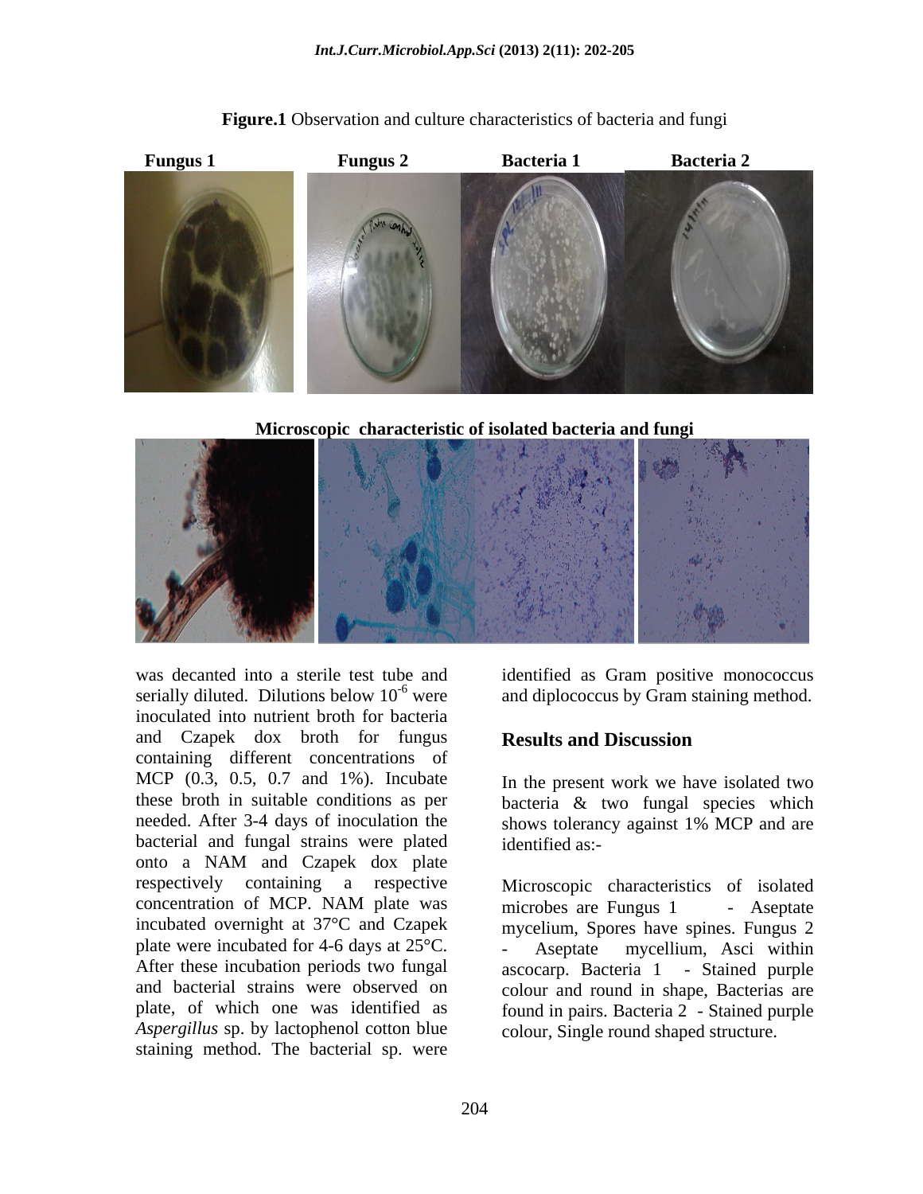**Figure.1** Observation and culture characteristics of bacteria and fungi

**Fungus 1** **Fungus 2** **Bacteria 1** **Bacteria 2**

**Microscopic characteristic of isolated bacteria and fungi**

was decanted into a sterile test tube and serially diluted. Dilutions below $10^{-6}$ were inoculated into nutrient broth for bacteria and Czapek dox broth for fungus containing different concentrations of MCP (0.3, 0.5, 0.7 and 1%). Incubate these broth in suitable conditions as per needed. After 3-4 days of inoculation the bacterial and fungal strains were plated onto a NAM and Czapek dox plate respectively containing a respective concentration of MCP. NAM plate was incubated overnight at 37°C and Czapek plate were incubated for 4-6 days at 25°C. After these incubation periods two fungal and bacterial strains were observed on plate, of which one was identified as *Aspergillus* sp. by lactophenol cotton blue staining method. The bacterial sp. were identified as Gram positive monococcus and diplococcus by Gram staining method.

## Results and Discussion

In the present work we have isolated two bacteria & two fungal species which shows tolerancy against 1% MCP and are identified as:-

Microscopic characteristics of isolated microbes are Fungus 1 - Aseptate mycelium, Spores have spines. Fungus 2 - Aseptate mycellium, Asci within ascocarp. Bacteria 1 - Stained purple colour and round in shape, Bacterias are found in pairs. Bacteria 2 - Stained purple colour, Single round shaped structure.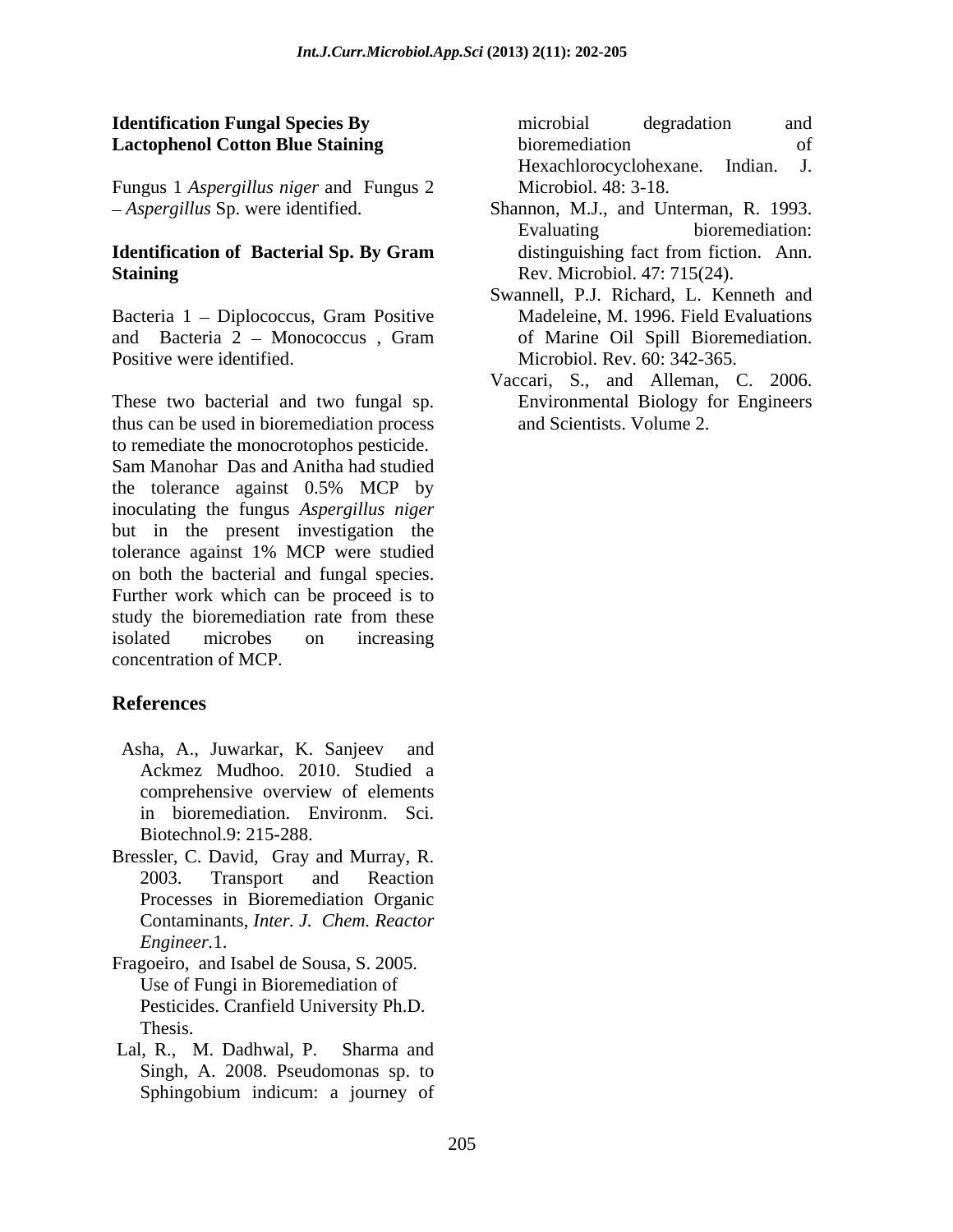**Identification Fungal Species By Lactophenol Cotton Blue Staining**

Fungus 1 *Aspergillus niger* and Fungus 2 – *Aspergillus* Sp. were identified.

**Identification of Bacterial Sp. By Gram Staining**

Bacteria 1 – Diplococcus, Gram Positive and Bacteria 2 – Monococcus , Gram Positive were identified.

These two bacterial and two fungal sp. thus can be used in bioremediation process to remediate the monocrotophos pesticide. Sam Manohar Das and Anitha had studied the tolerance against 0.5% MCP by inoculating the fungus *Aspergillus niger* but in the present investigation the tolerance against 1% MCP were studied on both the bacterial and fungal species. Further work which can be proceed is to study the bioremediation rate from these isolated microbes on increasing concentration of MCP.

## References

Asha, A., Juwarkar, K. Sanjeev and Ackmez Mudhoo. 2010. Studied a comprehensive overview of elements in bioremediation. Environm. Sci. Biotechnol.9: 215-288.

Bressler, C. David, Gray and Murray, R. 2003. Transport and Reaction Processes in Bioremediation Organic Contaminants, *Inter. J. Chem. Reactor Engineer.*1.

Fragoeiro, and Isabel de Sousa, S. 2005. Use of Fungi in Bioremediation of Pesticides. Cranfield University Ph.D. Thesis.

Lal, R., M. Dadhwal, P. Sharma and Singh, A. 2008. Pseudomonas sp. to Sphingobium indicum: a journey of microbial degradation and bioremediation of Hexachlorocyclohexane. Indian. J. Microbiol. 48: 3-18.

Shannon, M.J., and Unterman, R. 1993. Evaluating bioremediation: distinguishing fact from fiction. Ann. Rev. Microbiol. 47: 715(24).

Swannell, P.J. Richard, L. Kenneth and Madeleine, M. 1996. Field Evaluations of Marine Oil Spill Bioremediation. Microbiol. Rev. 60: 342-365.

Vaccari, S., and Alleman, C. 2006. Environmental Biology for Engineers and Scientists. Volume 2.